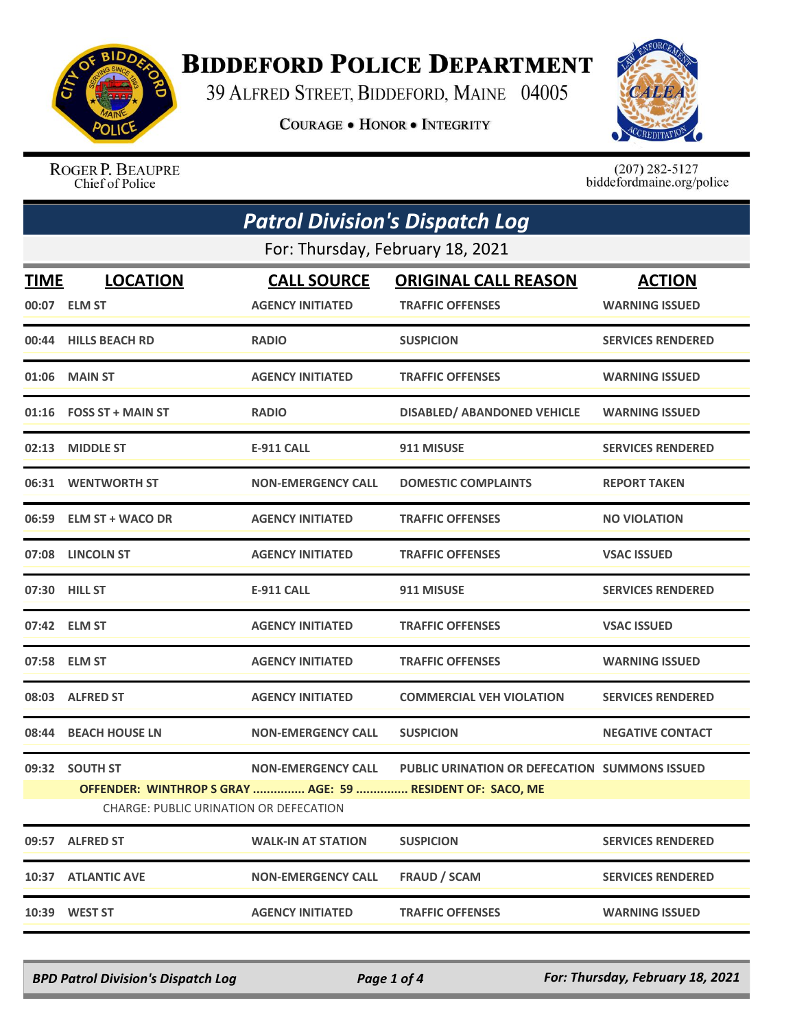# Biddeford Police Department

39 Alfred Street, Biddeford, Maine 04005

**Courage • Honor • Integrity**

Roger P. Beaupre
Chief of Police

(207) 282-5127
biddefordmaine.org/police

## *Patrol Division's Dispatch Log*

For: Thursday, February 18, 2021

| TIME | LOCATION | CALL SOURCE | ORIGINAL CALL REASON | ACTION |
|---|---|---|---|---|
| 00:07 | ELM ST | AGENCY INITIATED | TRAFFIC OFFENSES | WARNING ISSUED |
| 00:44 | HILLS BEACH RD | RADIO | SUSPICION | SERVICES RENDERED |
| 01:06 | MAIN ST | AGENCY INITIATED | TRAFFIC OFFENSES | WARNING ISSUED |
| 01:16 | FOSS ST + MAIN ST | RADIO | DISABLED/ ABANDONED VEHICLE | WARNING ISSUED |
| 02:13 | MIDDLE ST | E-911 CALL | 911 MISUSE | SERVICES RENDERED |
| 06:31 | WENTWORTH ST | NON-EMERGENCY CALL | DOMESTIC COMPLAINTS | REPORT TAKEN |
| 06:59 | ELM ST + WACO DR | AGENCY INITIATED | TRAFFIC OFFENSES | NO VIOLATION |
| 07:08 | LINCOLN ST | AGENCY INITIATED | TRAFFIC OFFENSES | VSAC ISSUED |
| 07:30 | HILL ST | E-911 CALL | 911 MISUSE | SERVICES RENDERED |
| 07:42 | ELM ST | AGENCY INITIATED | TRAFFIC OFFENSES | VSAC ISSUED |
| 07:58 | ELM ST | AGENCY INITIATED | TRAFFIC OFFENSES | WARNING ISSUED |
| 08:03 | ALFRED ST | AGENCY INITIATED | COMMERCIAL VEH VIOLATION | SERVICES RENDERED |
| 08:44 | BEACH HOUSE LN | NON-EMERGENCY CALL | SUSPICION | NEGATIVE CONTACT |
| 09:32 | SOUTH ST | NON-EMERGENCY CALL | PUBLIC URINATION OR DEFECATION | SUMMONS ISSUED |
| | OFFENDER: WINTHROP S GRAY ............... AGE: 59 ............... RESIDENT OF: SACO, ME | | | |
| | CHARGE: PUBLIC URINATION OR DEFECATION | | | |
| 09:57 | ALFRED ST | WALK-IN AT STATION | SUSPICION | SERVICES RENDERED |
| 10:37 | ATLANTIC AVE | NON-EMERGENCY CALL | FRAUD / SCAM | SERVICES RENDERED |
| 10:39 | WEST ST | AGENCY INITIATED | TRAFFIC OFFENSES | WARNING ISSUED |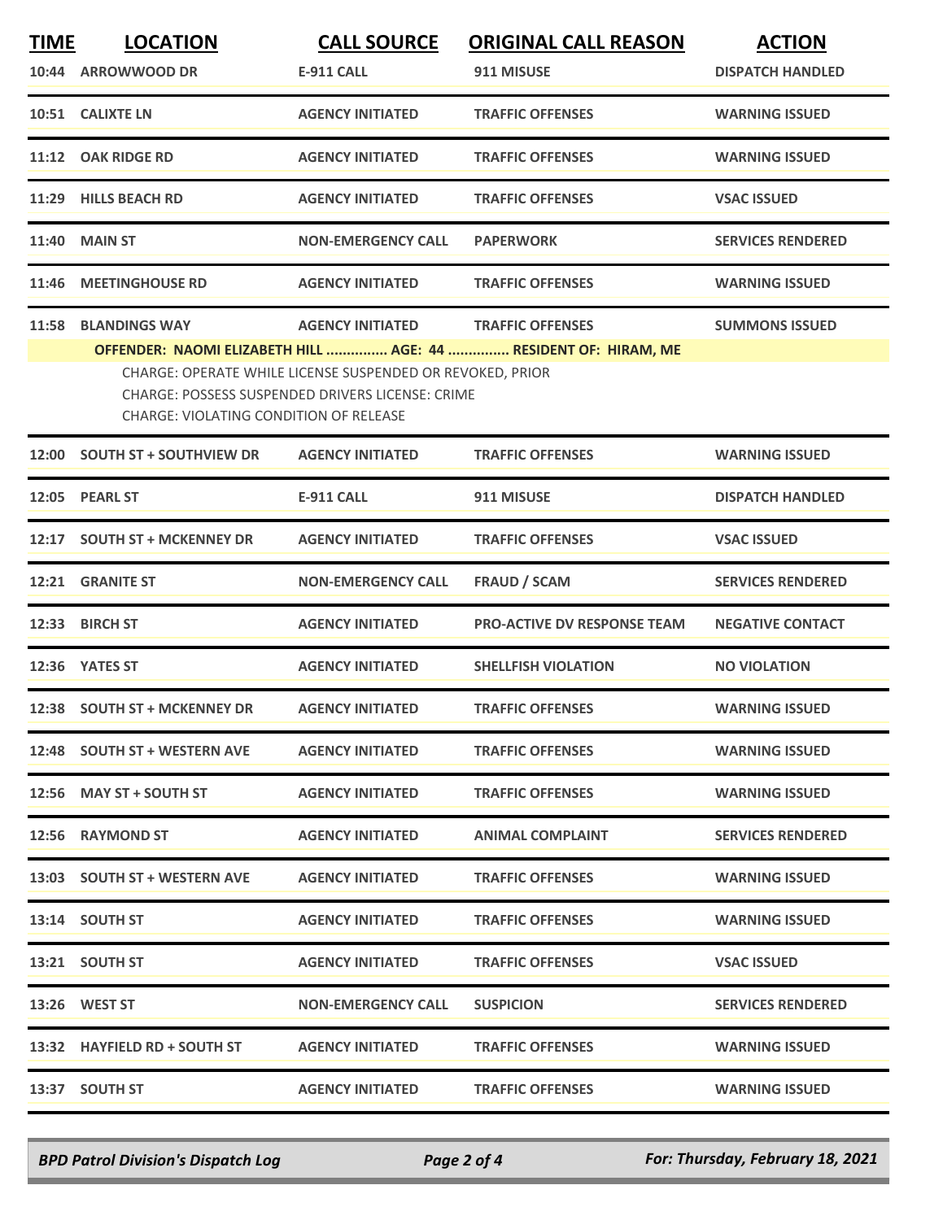| TIME | LOCATION | CALL SOURCE | ORIGINAL CALL REASON | ACTION |
|---|---|---|---|---|
| 10:44 | ARROWWOOD DR | E-911 CALL | 911 MISUSE | DISPATCH HANDLED |
| 10:51 | CALIXTE LN | AGENCY INITIATED | TRAFFIC OFFENSES | WARNING ISSUED |
| 11:12 | OAK RIDGE RD | AGENCY INITIATED | TRAFFIC OFFENSES | WARNING ISSUED |
| 11:29 | HILLS BEACH RD | AGENCY INITIATED | TRAFFIC OFFENSES | VSAC ISSUED |
| 11:40 | MAIN ST | NON-EMERGENCY CALL | PAPERWORK | SERVICES RENDERED |
| 11:46 | MEETINGHOUSE RD | AGENCY INITIATED | TRAFFIC OFFENSES | WARNING ISSUED |
| 11:58 | BLANDINGS WAY | AGENCY INITIATED | TRAFFIC OFFENSES | SUMMONS ISSUED |

**OFFENDER: NAOMI ELIZABETH HILL ............... AGE: 44 ............... RESIDENT OF: HIRAM, ME**

CHARGE: OPERATE WHILE LICENSE SUSPENDED OR REVOKED, PRIOR
CHARGE: POSSESS SUSPENDED DRIVERS LICENSE: CRIME
CHARGE: VIOLATING CONDITION OF RELEASE

| TIME | LOCATION | CALL SOURCE | ORIGINAL CALL REASON | ACTION |
|---|---|---|---|---|
| 12:00 | SOUTH ST + SOUTHVIEW DR | AGENCY INITIATED | TRAFFIC OFFENSES | WARNING ISSUED |
| 12:05 | PEARL ST | E-911 CALL | 911 MISUSE | DISPATCH HANDLED |
| 12:17 | SOUTH ST + MCKENNEY DR | AGENCY INITIATED | TRAFFIC OFFENSES | VSAC ISSUED |
| 12:21 | GRANITE ST | NON-EMERGENCY CALL | FRAUD / SCAM | SERVICES RENDERED |
| 12:33 | BIRCH ST | AGENCY INITIATED | PRO-ACTIVE DV RESPONSE TEAM | NEGATIVE CONTACT |
| 12:36 | YATES ST | AGENCY INITIATED | SHELLFISH VIOLATION | NO VIOLATION |
| 12:38 | SOUTH ST + MCKENNEY DR | AGENCY INITIATED | TRAFFIC OFFENSES | WARNING ISSUED |
| 12:48 | SOUTH ST + WESTERN AVE | AGENCY INITIATED | TRAFFIC OFFENSES | WARNING ISSUED |
| 12:56 | MAY ST + SOUTH ST | AGENCY INITIATED | TRAFFIC OFFENSES | WARNING ISSUED |
| 12:56 | RAYMOND ST | AGENCY INITIATED | ANIMAL COMPLAINT | SERVICES RENDERED |
| 13:03 | SOUTH ST + WESTERN AVE | AGENCY INITIATED | TRAFFIC OFFENSES | WARNING ISSUED |
| 13:14 | SOUTH ST | AGENCY INITIATED | TRAFFIC OFFENSES | WARNING ISSUED |
| 13:21 | SOUTH ST | AGENCY INITIATED | TRAFFIC OFFENSES | VSAC ISSUED |
| 13:26 | WEST ST | NON-EMERGENCY CALL | SUSPICION | SERVICES RENDERED |
| 13:32 | HAYFIELD RD + SOUTH ST | AGENCY INITIATED | TRAFFIC OFFENSES | WARNING ISSUED |
| 13:37 | SOUTH ST | AGENCY INITIATED | TRAFFIC OFFENSES | WARNING ISSUED |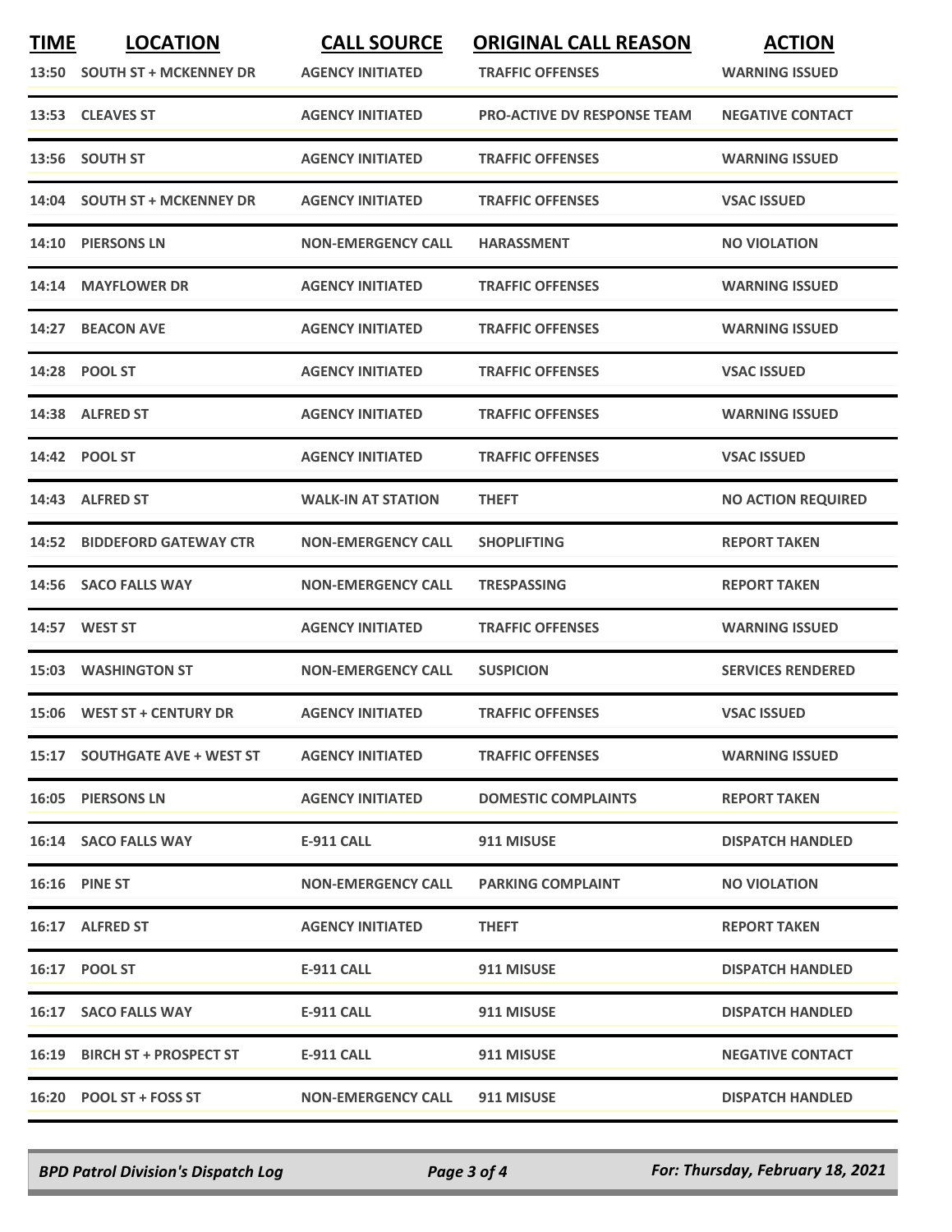| TIME | LOCATION | CALL SOURCE | ORIGINAL CALL REASON | ACTION |
|---|---|---|---|---|
| 13:50 | SOUTH ST + MCKENNEY DR | AGENCY INITIATED | TRAFFIC OFFENSES | WARNING ISSUED |
| 13:53 | CLEAVES ST | AGENCY INITIATED | PRO-ACTIVE DV RESPONSE TEAM | NEGATIVE CONTACT |
| 13:56 | SOUTH ST | AGENCY INITIATED | TRAFFIC OFFENSES | WARNING ISSUED |
| 14:04 | SOUTH ST + MCKENNEY DR | AGENCY INITIATED | TRAFFIC OFFENSES | VSAC ISSUED |
| 14:10 | PIERSONS LN | NON-EMERGENCY CALL | HARASSMENT | NO VIOLATION |
| 14:14 | MAYFLOWER DR | AGENCY INITIATED | TRAFFIC OFFENSES | WARNING ISSUED |
| 14:27 | BEACON AVE | AGENCY INITIATED | TRAFFIC OFFENSES | WARNING ISSUED |
| 14:28 | POOL ST | AGENCY INITIATED | TRAFFIC OFFENSES | VSAC ISSUED |
| 14:38 | ALFRED ST | AGENCY INITIATED | TRAFFIC OFFENSES | WARNING ISSUED |
| 14:42 | POOL ST | AGENCY INITIATED | TRAFFIC OFFENSES | VSAC ISSUED |
| 14:43 | ALFRED ST | WALK-IN AT STATION | THEFT | NO ACTION REQUIRED |
| 14:52 | BIDDEFORD GATEWAY CTR | NON-EMERGENCY CALL | SHOPLIFTING | REPORT TAKEN |
| 14:56 | SACO FALLS WAY | NON-EMERGENCY CALL | TRESPASSING | REPORT TAKEN |
| 14:57 | WEST ST | AGENCY INITIATED | TRAFFIC OFFENSES | WARNING ISSUED |
| 15:03 | WASHINGTON ST | NON-EMERGENCY CALL | SUSPICION | SERVICES RENDERED |
| 15:06 | WEST ST + CENTURY DR | AGENCY INITIATED | TRAFFIC OFFENSES | VSAC ISSUED |
| 15:17 | SOUTHGATE AVE + WEST ST | AGENCY INITIATED | TRAFFIC OFFENSES | WARNING ISSUED |
| 16:05 | PIERSONS LN | AGENCY INITIATED | DOMESTIC COMPLAINTS | REPORT TAKEN |
| 16:14 | SACO FALLS WAY | E-911 CALL | 911 MISUSE | DISPATCH HANDLED |
| 16:16 | PINE ST | NON-EMERGENCY CALL | PARKING COMPLAINT | NO VIOLATION |
| 16:17 | ALFRED ST | AGENCY INITIATED | THEFT | REPORT TAKEN |
| 16:17 | POOL ST | E-911 CALL | 911 MISUSE | DISPATCH HANDLED |
| 16:17 | SACO FALLS WAY | E-911 CALL | 911 MISUSE | DISPATCH HANDLED |
| 16:19 | BIRCH ST + PROSPECT ST | E-911 CALL | 911 MISUSE | NEGATIVE CONTACT |
| 16:20 | POOL ST + FOSS ST | NON-EMERGENCY CALL | 911 MISUSE | DISPATCH HANDLED |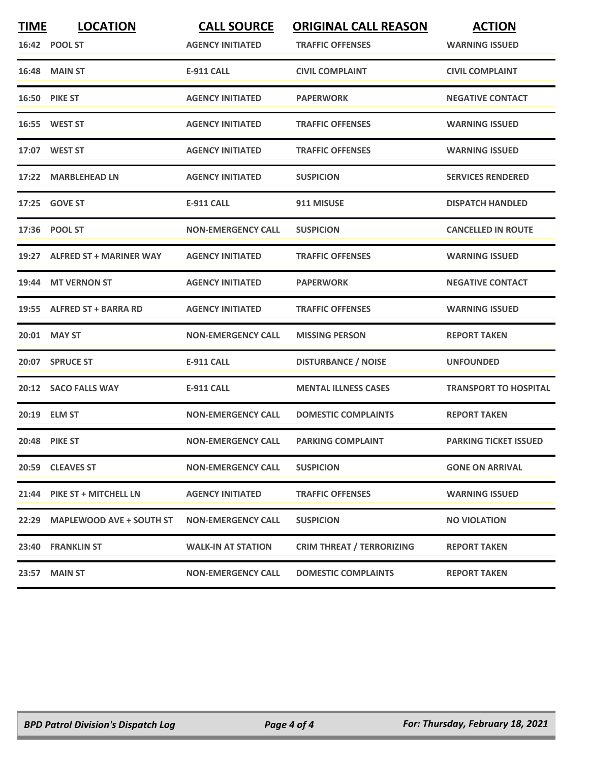| TIME | LOCATION | CALL SOURCE | ORIGINAL CALL REASON | ACTION |
|---|---|---|---|---|
| 16:42 | POOL ST | AGENCY INITIATED | TRAFFIC OFFENSES | WARNING ISSUED |
| 16:48 | MAIN ST | E-911 CALL | CIVIL COMPLAINT | CIVIL COMPLAINT |
| 16:50 | PIKE ST | AGENCY INITIATED | PAPERWORK | NEGATIVE CONTACT |
| 16:55 | WEST ST | AGENCY INITIATED | TRAFFIC OFFENSES | WARNING ISSUED |
| 17:07 | WEST ST | AGENCY INITIATED | TRAFFIC OFFENSES | WARNING ISSUED |
| 17:22 | MARBLEHEAD LN | AGENCY INITIATED | SUSPICION | SERVICES RENDERED |
| 17:25 | GOVE ST | E-911 CALL | 911 MISUSE | DISPATCH HANDLED |
| 17:36 | POOL ST | NON-EMERGENCY CALL | SUSPICION | CANCELLED IN ROUTE |
| 19:27 | ALFRED ST + MARINER WAY | AGENCY INITIATED | TRAFFIC OFFENSES | WARNING ISSUED |
| 19:44 | MT VERNON ST | AGENCY INITIATED | PAPERWORK | NEGATIVE CONTACT |
| 19:55 | ALFRED ST + BARRA RD | AGENCY INITIATED | TRAFFIC OFFENSES | WARNING ISSUED |
| 20:01 | MAY ST | NON-EMERGENCY CALL | MISSING PERSON | REPORT TAKEN |
| 20:07 | SPRUCE ST | E-911 CALL | DISTURBANCE / NOISE | UNFOUNDED |
| 20:12 | SACO FALLS WAY | E-911 CALL | MENTAL ILLNESS CASES | TRANSPORT TO HOSPITAL |
| 20:19 | ELM ST | NON-EMERGENCY CALL | DOMESTIC COMPLAINTS | REPORT TAKEN |
| 20:48 | PIKE ST | NON-EMERGENCY CALL | PARKING COMPLAINT | PARKING TICKET ISSUED |
| 20:59 | CLEAVES ST | NON-EMERGENCY CALL | SUSPICION | GONE ON ARRIVAL |
| 21:44 | PIKE ST + MITCHELL LN | AGENCY INITIATED | TRAFFIC OFFENSES | WARNING ISSUED |
| 22:29 | MAPLEWOOD AVE + SOUTH ST | NON-EMERGENCY CALL | SUSPICION | NO VIOLATION |
| 23:40 | FRANKLIN ST | WALK-IN AT STATION | CRIM THREAT / TERRORIZING | REPORT TAKEN |
| 23:57 | MAIN ST | NON-EMERGENCY CALL | DOMESTIC COMPLAINTS | REPORT TAKEN |